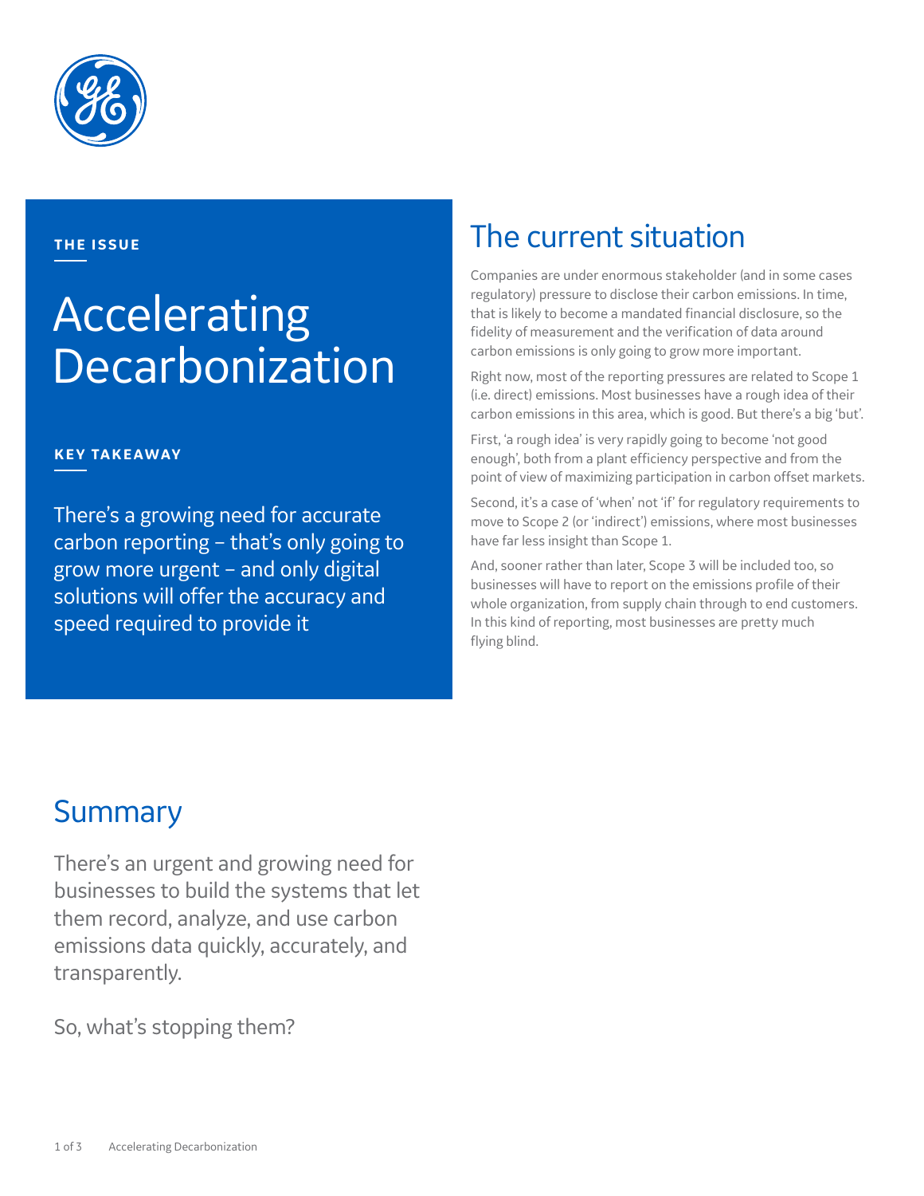THE ISSUE

# Accelerating Decarbonization

KEY TAKEAWAY

There's a growing need for accurate carbon reporting – that's only going to grow more urgent – and only digital solutions will offer the accuracy and speed required to provide it

## The current situation

Companies are under enormous stakeholder (and in some cases regulatory) pressure to disclose their carbon emissions. In time, that is likely to become a mandated financial disclosure, so the fidelity of measurement and the verification of data around carbon emissions is only going to grow more important.

Right now, most of the reporting pressures are related to Scope 1 (i.e. direct) emissions. Most businesses have a rough idea of their carbon emissions in this area, which is good. But there's a big 'but'.

First, 'a rough idea' is very rapidly going to become 'not good enough', both from a plant efficiency perspective and from the point of view of maximizing participation in carbon offset markets.

Second, it's a case of 'when' not 'if' for regulatory requirements to move to Scope 2 (or 'indirect') emissions, where most businesses have far less insight than Scope 1.

And, sooner rather than later, Scope 3 will be included too, so businesses will have to report on the emissions profile of their whole organization, from supply chain through to end customers. In this kind of reporting, most businesses are pretty much flying blind.

## Summary

There's an urgent and growing need for businesses to build the systems that let them record, analyze, and use carbon emissions data quickly, accurately, and transparently.

So, what's stopping them?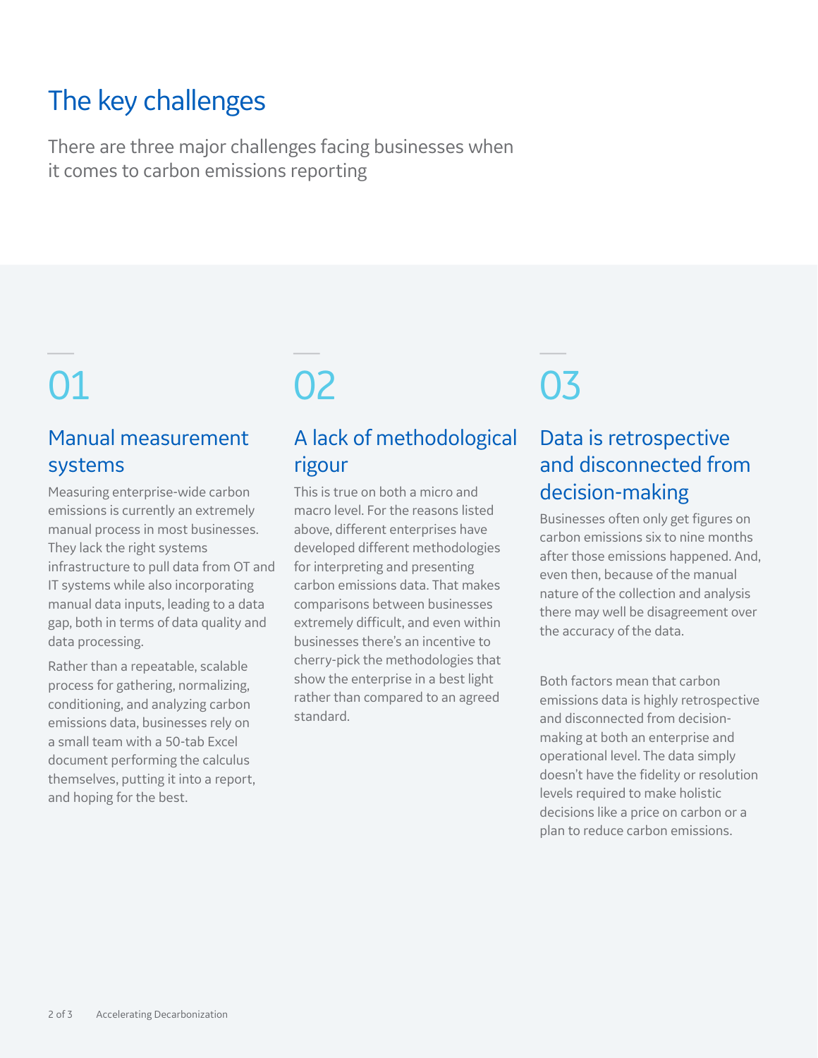# The key challenges

There are three major challenges facing businesses when it comes to carbon emissions reporting

## 01

### Manual measurement systems

Measuring enterprise-wide carbon emissions is currently an extremely manual process in most businesses. They lack the right systems infrastructure to pull data from OT and IT systems while also incorporating manual data inputs, leading to a data gap, both in terms of data quality and data processing.

Rather than a repeatable, scalable process for gathering, normalizing, conditioning, and analyzing carbon emissions data, businesses rely on a small team with a 50-tab Excel document performing the calculus themselves, putting it into a report, and hoping for the best.

## 02

### A lack of methodological rigour

This is true on both a micro and macro level. For the reasons listed above, different enterprises have developed different methodologies for interpreting and presenting carbon emissions data. That makes comparisons between businesses extremely difficult, and even within businesses there's an incentive to cherry-pick the methodologies that show the enterprise in a best light rather than compared to an agreed standard.

## 03

### Data is retrospective and disconnected from decision-making

Businesses often only get figures on carbon emissions six to nine months after those emissions happened. And, even then, because of the manual nature of the collection and analysis there may well be disagreement over the accuracy of the data.

Both factors mean that carbon emissions data is highly retrospective and disconnected from decision-making at both an enterprise and operational level. The data simply doesn't have the fidelity or resolution levels required to make holistic decisions like a price on carbon or a plan to reduce carbon emissions.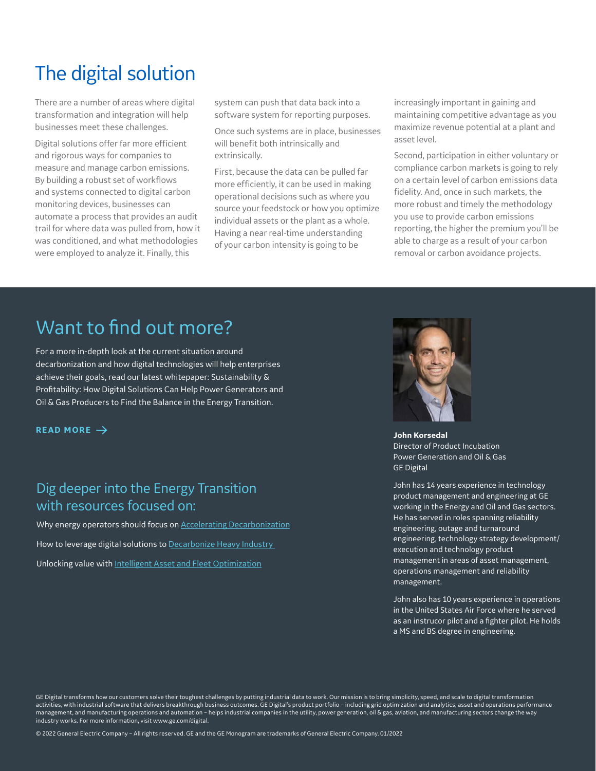# The digital solution

There are a number of areas where digital transformation and integration will help businesses meet these challenges.

Digital solutions offer far more efficient and rigorous ways for companies to measure and manage carbon emissions. By building a robust set of workflows and systems connected to digital carbon monitoring devices, businesses can automate a process that provides an audit trail for where data was pulled from, how it was conditioned, and what methodologies were employed to analyze it. Finally, this system can push that data back into a software system for reporting purposes.

Once such systems are in place, businesses will benefit both intrinsically and extrinsically.

First, because the data can be pulled far more efficiently, it can be used in making operational decisions such as where you source your feedstock or how you optimize individual assets or the plant as a whole. Having a near real-time understanding of your carbon intensity is going to be increasingly important in gaining and maintaining competitive advantage as you maximize revenue potential at a plant and asset level.

Second, participation in either voluntary or compliance carbon markets is going to rely on a certain level of carbon emissions data fidelity. And, once in such markets, the more robust and timely the methodology you use to provide carbon emissions reporting, the higher the premium you'll be able to charge as a result of your carbon removal or carbon avoidance projects.

## Want to find out more?

For a more in-depth look at the current situation around decarbonization and how digital technologies will help enterprises achieve their goals, read our latest whitepaper: Sustainability & Profitability: How Digital Solutions Can Help Power Generators and Oil & Gas Producers to Find the Balance in the Energy Transition.

**READ MORE →**

## Dig deeper into the Energy Transition with resources focused on:

Why energy operators should focus on Accelerating Decarbonization

How to leverage digital solutions to Decarbonize Heavy Industry

Unlocking value with Intelligent Asset and Fleet Optimization

**John Korsedal**
Director of Product Incubation
Power Generation and Oil & Gas
GE Digital

John has 14 years experience in technology product management and engineering at GE working in the Energy and Oil and Gas sectors. He has served in roles spanning reliability engineering, outage and turnaround engineering, technology strategy development/execution and technology product management in areas of asset management, operations management and reliability management.

John also has 10 years experience in operations in the United States Air Force where he served as an instrucor pilot and a fighter pilot. He holds a MS and BS degree in engineering.

GE Digital transforms how our customers solve their toughest challenges by putting industrial data to work. Our mission is to bring simplicity, speed, and scale to digital transformation activities, with industrial software that delivers breakthrough business outcomes. GE Digital's product portfolio – including grid optimization and analytics, asset and operations performance management, and manufacturing operations and automation – helps industrial companies in the utility, power generation, oil & gas, aviation, and manufacturing sectors change the way industry works. For more information, visit www.ge.com/digital.

© 2022 General Electric Company – All rights reserved. GE and the GE Monogram are trademarks of General Electric Company. 01/2022